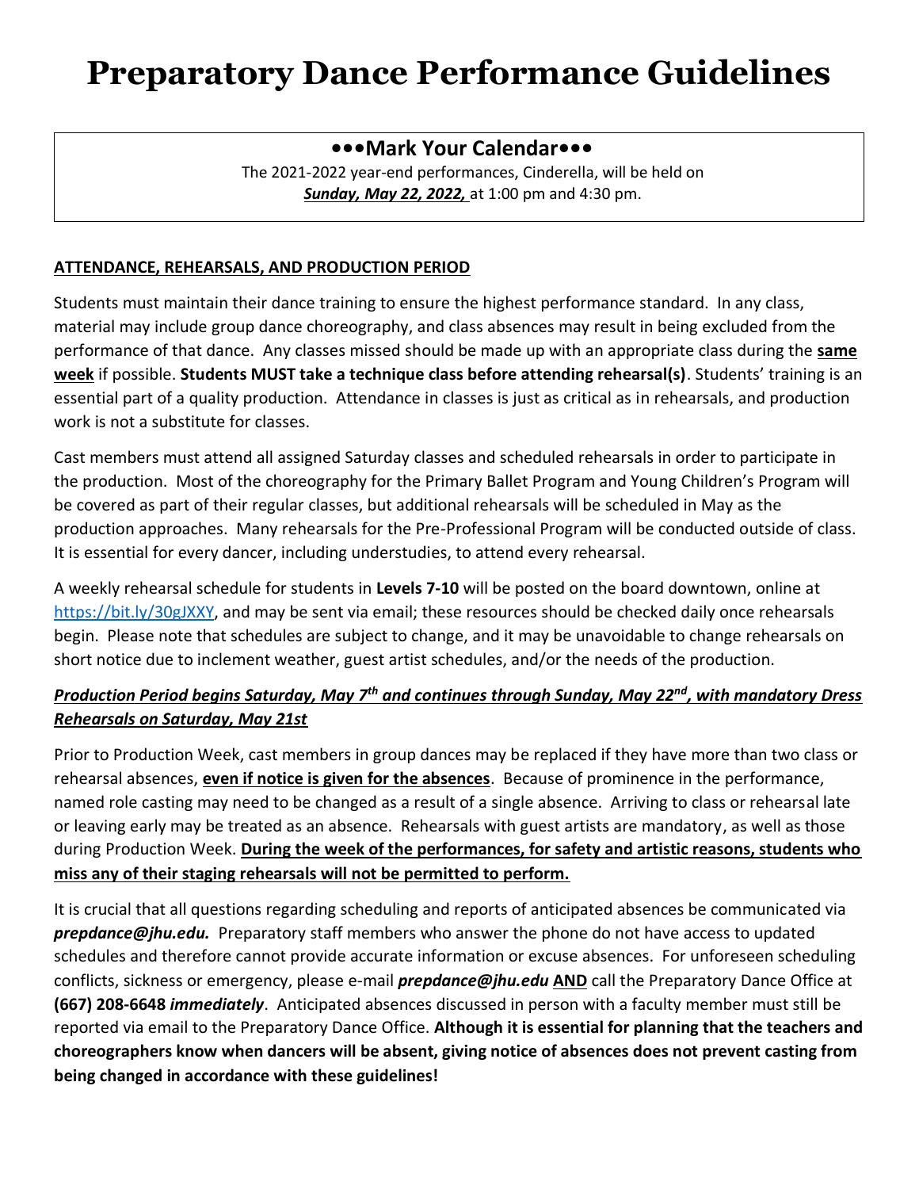# Preparatory Dance Performance Guidelines

**•••Mark Your Calendar•••**

The 2021-2022 year-end performances, Cinderella, will be held on ***Sunday, May 22, 2022,*** at 1:00 pm and 4:30 pm.

## ATTENDANCE, REHEARSALS, AND PRODUCTION PERIOD

Students must maintain their dance training to ensure the highest performance standard. In any class, material may include group dance choreography, and class absences may result in being excluded from the performance of that dance. Any classes missed should be made up with an appropriate class during the **same week** if possible. **Students MUST take a technique class before attending rehearsal(s)**. Students' training is an essential part of a quality production. Attendance in classes is just as critical as in rehearsals, and production work is not a substitute for classes.

Cast members must attend all assigned Saturday classes and scheduled rehearsals in order to participate in the production. Most of the choreography for the Primary Ballet Program and Young Children's Program will be covered as part of their regular classes, but additional rehearsals will be scheduled in May as the production approaches. Many rehearsals for the Pre-Professional Program will be conducted outside of class. It is essential for every dancer, including understudies, to attend every rehearsal.

A weekly rehearsal schedule for students in **Levels 7-10** will be posted on the board downtown, online at https://bit.ly/30gJXXY, and may be sent via email; these resources should be checked daily once rehearsals begin. Please note that schedules are subject to change, and it may be unavoidable to change rehearsals on short notice due to inclement weather, guest artist schedules, and/or the needs of the production.

***Production Period begins Saturday, May 7th and continues through Sunday, May 22nd, with mandatory Dress Rehearsals on Saturday, May 21st***

Prior to Production Week, cast members in group dances may be replaced if they have more than two class or rehearsal absences, **even if notice is given for the absences**. Because of prominence in the performance, named role casting may need to be changed as a result of a single absence. Arriving to class or rehearsal late or leaving early may be treated as an absence. Rehearsals with guest artists are mandatory, as well as those during Production Week. **During the week of the performances, for safety and artistic reasons, students who miss any of their staging rehearsals will not be permitted to perform.**

It is crucial that all questions regarding scheduling and reports of anticipated absences be communicated via ***prepdance@jhu.edu.*** Preparatory staff members who answer the phone do not have access to updated schedules and therefore cannot provide accurate information or excuse absences. For unforeseen scheduling conflicts, sickness or emergency, please e-mail ***prepdance@jhu.edu*** **AND** call the Preparatory Dance Office at **(667) 208-6648** ***immediately***. Anticipated absences discussed in person with a faculty member must still be reported via email to the Preparatory Dance Office. **Although it is essential for planning that the teachers and choreographers know when dancers will be absent, giving notice of absences does not prevent casting from being changed in accordance with these guidelines!**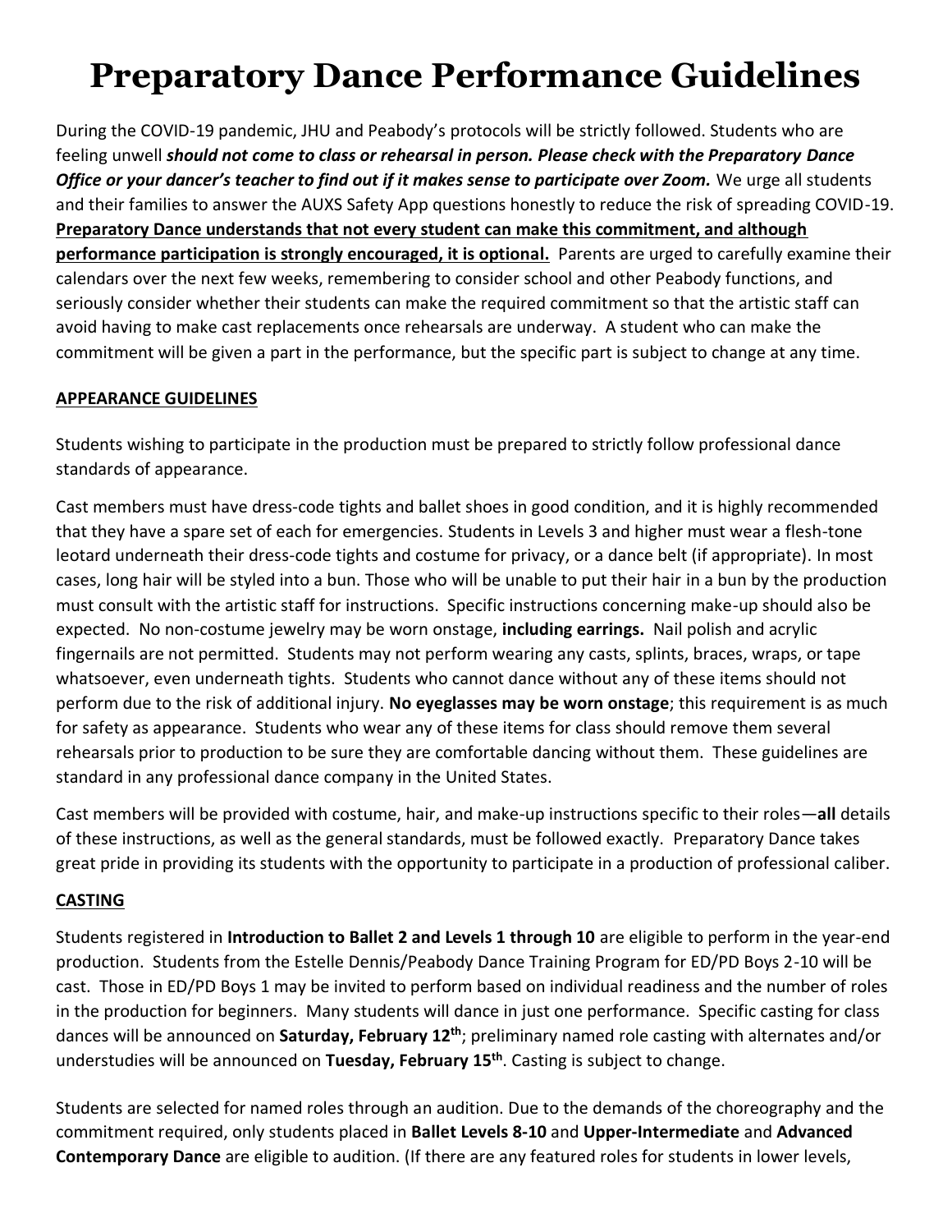# Preparatory Dance Performance Guidelines

During the COVID-19 pandemic, JHU and Peabody's protocols will be strictly followed. Students who are feeling unwell ***should not come to class or rehearsal in person. Please check with the Preparatory Dance Office or your dancer's teacher to find out if it makes sense to participate over Zoom.*** We urge all students and their families to answer the AUXS Safety App questions honestly to reduce the risk of spreading COVID-19. **Preparatory Dance understands that not every student can make this commitment, and although performance participation is strongly encouraged, it is optional.** Parents are urged to carefully examine their calendars over the next few weeks, remembering to consider school and other Peabody functions, and seriously consider whether their students can make the required commitment so that the artistic staff can avoid having to make cast replacements once rehearsals are underway. A student who can make the commitment will be given a part in the performance, but the specific part is subject to change at any time.

**APPEARANCE GUIDELINES**

Students wishing to participate in the production must be prepared to strictly follow professional dance standards of appearance.

Cast members must have dress-code tights and ballet shoes in good condition, and it is highly recommended that they have a spare set of each for emergencies. Students in Levels 3 and higher must wear a flesh-tone leotard underneath their dress-code tights and costume for privacy, or a dance belt (if appropriate). In most cases, long hair will be styled into a bun. Those who will be unable to put their hair in a bun by the production must consult with the artistic staff for instructions. Specific instructions concerning make-up should also be expected. No non-costume jewelry may be worn onstage, **including earrings.** Nail polish and acrylic fingernails are not permitted. Students may not perform wearing any casts, splints, braces, wraps, or tape whatsoever, even underneath tights. Students who cannot dance without any of these items should not perform due to the risk of additional injury. **No eyeglasses may be worn onstage**; this requirement is as much for safety as appearance. Students who wear any of these items for class should remove them several rehearsals prior to production to be sure they are comfortable dancing without them. These guidelines are standard in any professional dance company in the United States.

Cast members will be provided with costume, hair, and make-up instructions specific to their roles—**all** details of these instructions, as well as the general standards, must be followed exactly. Preparatory Dance takes great pride in providing its students with the opportunity to participate in a production of professional caliber.

**CASTING**

Students registered in **Introduction to Ballet 2 and Levels 1 through 10** are eligible to perform in the year-end production. Students from the Estelle Dennis/Peabody Dance Training Program for ED/PD Boys 2-10 will be cast. Those in ED/PD Boys 1 may be invited to perform based on individual readiness and the number of roles in the production for beginners. Many students will dance in just one performance. Specific casting for class dances will be announced on **Saturday, February 12th**; preliminary named role casting with alternates and/or understudies will be announced on **Tuesday, February 15th**. Casting is subject to change.

Students are selected for named roles through an audition. Due to the demands of the choreography and the commitment required, only students placed in **Ballet Levels 8-10** and **Upper-Intermediate** and **Advanced Contemporary Dance** are eligible to audition. (If there are any featured roles for students in lower levels,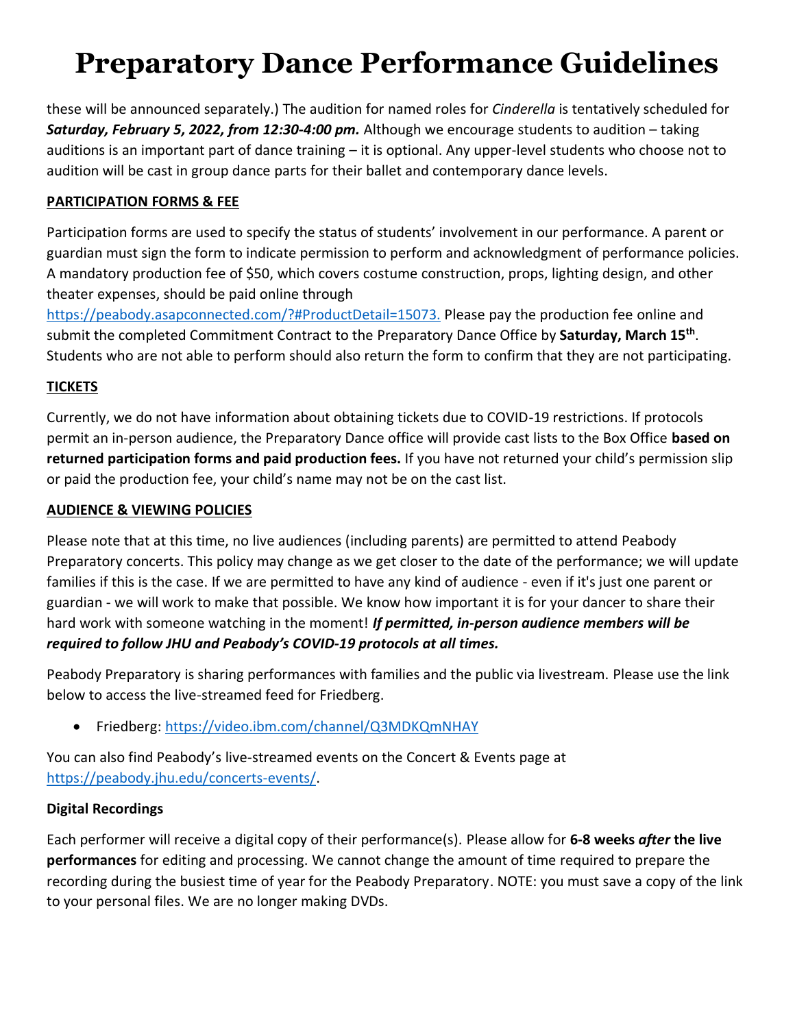# Preparatory Dance Performance Guidelines

these will be announced separately.) The audition for named roles for *Cinderella* is tentatively scheduled for ***Saturday, February 5, 2022, from 12:30-4:00 pm.*** Although we encourage students to audition – taking auditions is an important part of dance training – it is optional. Any upper-level students who choose not to audition will be cast in group dance parts for their ballet and contemporary dance levels.

**PARTICIPATION FORMS & FEE**

Participation forms are used to specify the status of students' involvement in our performance. A parent or guardian must sign the form to indicate permission to perform and acknowledgment of performance policies. A mandatory production fee of $50, which covers costume construction, props, lighting design, and other theater expenses, should be paid online through https://peabody.asapconnected.com/?#ProductDetail=15073. Please pay the production fee online and submit the completed Commitment Contract to the Preparatory Dance Office by **Saturday, March 15th**. Students who are not able to perform should also return the form to confirm that they are not participating.

**TICKETS**

Currently, we do not have information about obtaining tickets due to COVID-19 restrictions. If protocols permit an in-person audience, the Preparatory Dance office will provide cast lists to the Box Office **based on returned participation forms and paid production fees.** If you have not returned your child's permission slip or paid the production fee, your child's name may not be on the cast list.

**AUDIENCE & VIEWING POLICIES**

Please note that at this time, no live audiences (including parents) are permitted to attend Peabody Preparatory concerts. This policy may change as we get closer to the date of the performance; we will update families if this is the case. If we are permitted to have any kind of audience - even if it's just one parent or guardian - we will work to make that possible. We know how important it is for your dancer to share their hard work with someone watching in the moment! ***If permitted, in-person audience members will be required to follow JHU and Peabody's COVID-19 protocols at all times.***

Peabody Preparatory is sharing performances with families and the public via livestream. Please use the link below to access the live-streamed feed for Friedberg.

- Friedberg: https://video.ibm.com/channel/Q3MDKQmNHAY

You can also find Peabody's live-streamed events on the Concert & Events page at https://peabody.jhu.edu/concerts-events/.

**Digital Recordings**

Each performer will receive a digital copy of their performance(s). Please allow for **6-8 weeks *after* the live performances** for editing and processing. We cannot change the amount of time required to prepare the recording during the busiest time of year for the Peabody Preparatory. NOTE: you must save a copy of the link to your personal files. We are no longer making DVDs.